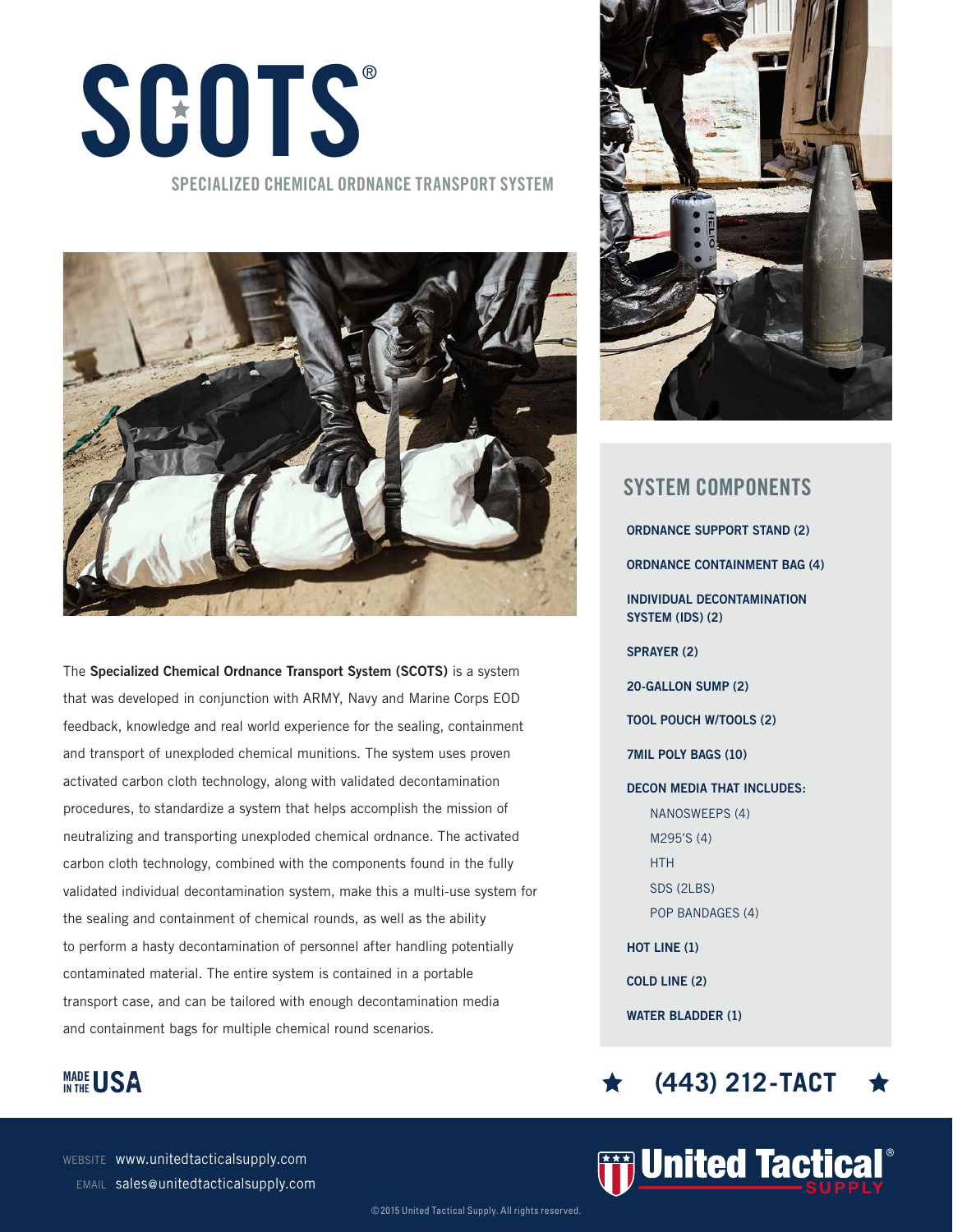# SCOTS®

## SPECIALIZED CHEMICAL ORDNANCE TRANSPORT SYSTEM

The **Specialized Chemical Ordnance Transport System (SCOTS)** is a system that was developed in conjunction with ARMY, Navy and Marine Corps EOD feedback, knowledge and real world experience for the sealing, containment and transport of unexploded chemical munitions. The system uses proven activated carbon cloth technology, along with validated decontamination procedures, to standardize a system that helps accomplish the mission of neutralizing and transporting unexploded chemical ordnance. The activated carbon cloth technology, combined with the components found in the fully validated individual decontamination system, make this a multi-use system for the sealing and containment of chemical rounds, as well as the ability to perform a hasty decontamination of personnel after handling potentially contaminated material. The entire system is contained in a portable transport case, and can be tailored with enough decontamination media and containment bags for multiple chemical round scenarios.

## SYSTEM COMPONENTS

- **ORDNANCE SUPPORT STAND (2)**
- **ORDNANCE CONTAINMENT BAG (4)**
- **INDIVIDUAL DECONTAMINATION SYSTEM (IDS) (2)**
- **SPRAYER (2)**
- **20-GALLON SUMP (2)**
- **TOOL POUCH W/TOOLS (2)**
- **7MIL POLY BAGS (10)**
- **DECON MEDIA THAT INCLUDES:**
  - NANOSWEEPS (4)
  - M295'S (4)
  - HTH
  - SDS (2LBS)
  - POP BANDAGES (4)
- **HOT LINE (1)**
- **COLD LINE (2)**
- **WATER BLADDER (1)**

MADE IN THE USA

★ (443) 212-TACT ★

WEBSITE www.unitedtacticalsupply.com
EMAIL sales@unitedtacticalsupply.com

United Tactical® SUPPLY

©2015 United Tactical Supply. All rights reserved.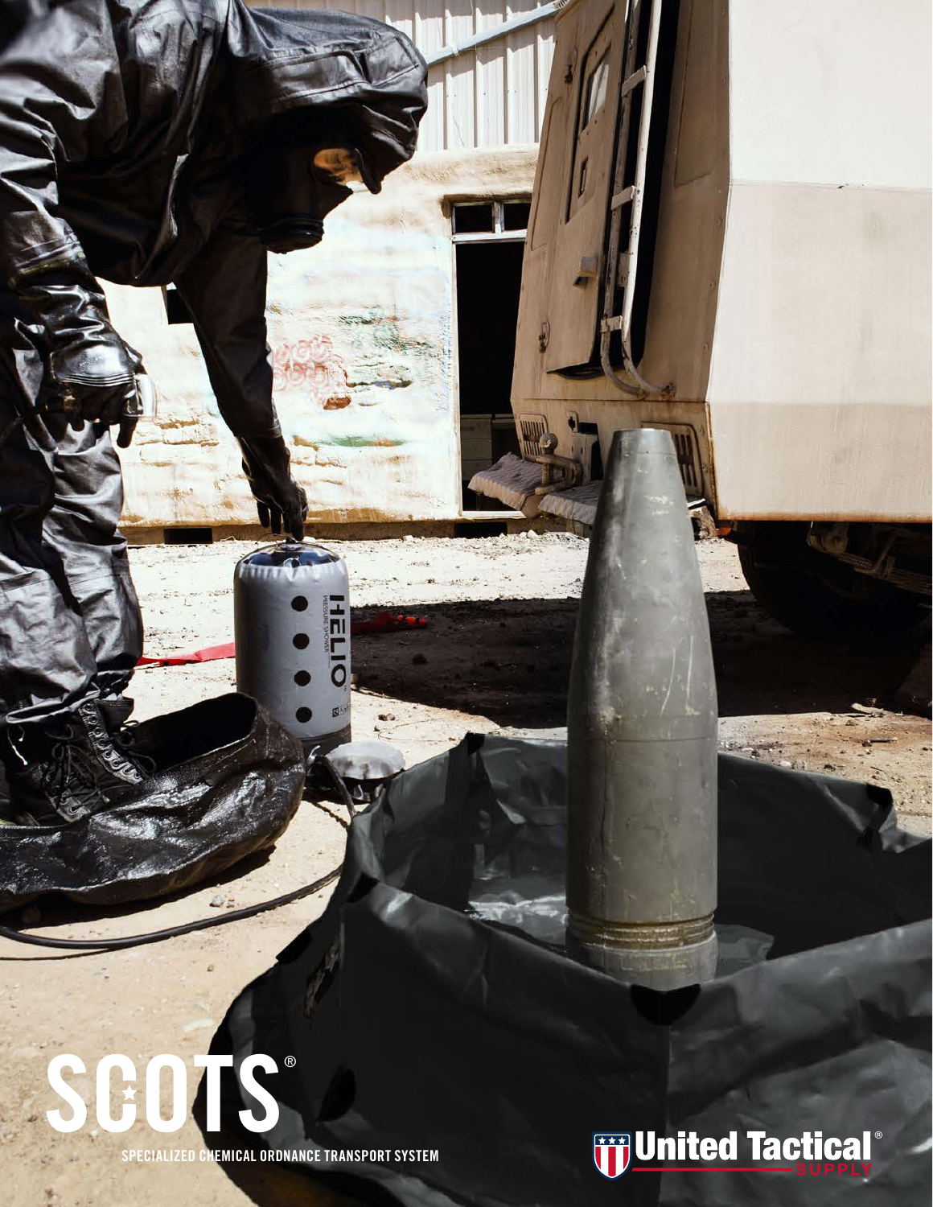# SCOTS®

SPECIALIZED CHEMICAL ORDNANCE TRANSPORT SYSTEM

United Tactical® SUPPLY